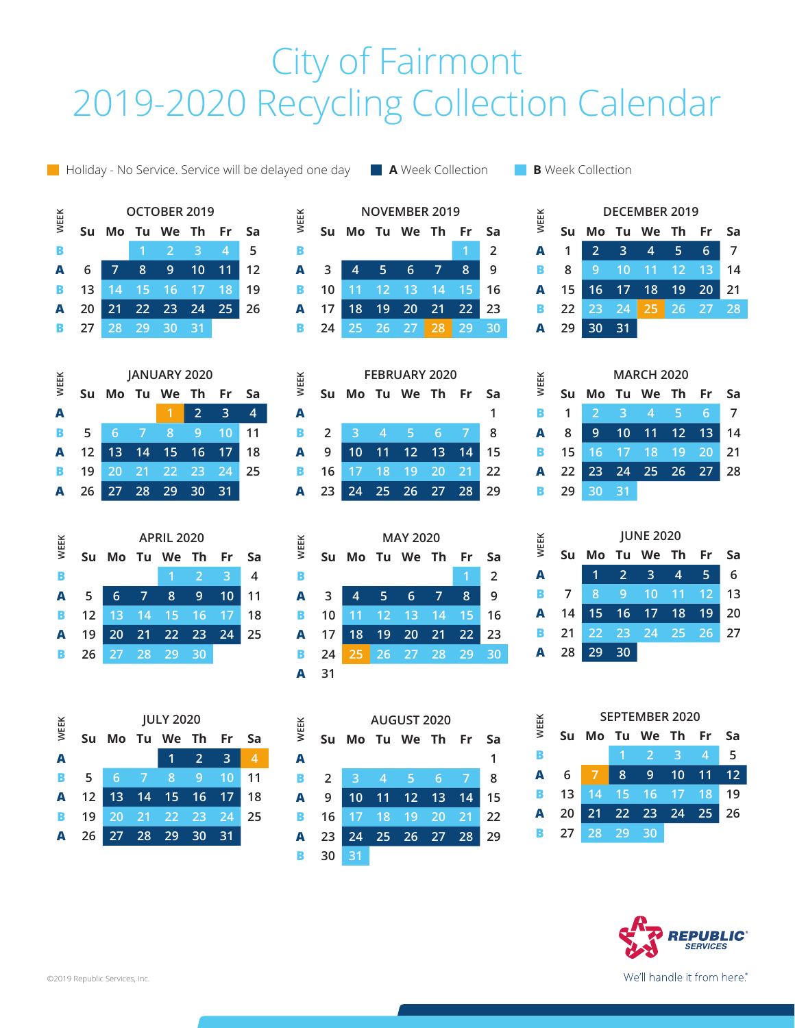# City of Fairmont
# 2019-2020 Recycling Collection Calendar

Holiday - No Service. Service will be delayed one day | **A** Week Collection | **B** Week Collection

## OCTOBER 2019

| WEEK | Su | Mo | Tu | We | Th | Fr | Sa |
|---|---|---|---|---|---|---|---|
| B | | | 1 | 2 | 3 | 4 | 5 |
| A | 6 | 7 | 8 | 9 | 10 | 11 | 12 |
| B | 13 | 14 | 15 | 16 | 17 | 18 | 19 |
| A | 20 | 21 | 22 | 23 | 24 | 25 | 26 |
| B | 27 | 28 | 29 | 30 | 31 | | |

## NOVEMBER 2019

| WEEK | Su | Mo | Tu | We | Th | Fr | Sa |
|---|---|---|---|---|---|---|---|
| B | | | | | | 1 | 2 |
| A | 3 | 4 | 5 | 6 | 7 | 8 | 9 |
| B | 10 | 11 | 12 | 13 | 14 | 15 | 16 |
| A | 17 | 18 | 19 | 20 | 21 | 22 | 23 |
| B | 24 | 25 | 26 | 27 | 28 (Holiday) | 29 | 30 |

## DECEMBER 2019

| WEEK | Su | Mo | Tu | We | Th | Fr | Sa |
|---|---|---|---|---|---|---|---|
| A | 1 | 2 | 3 | 4 | 5 | 6 | 7 |
| B | 8 | 9 | 10 | 11 | 12 | 13 | 14 |
| A | 15 | 16 | 17 | 18 | 19 | 20 | 21 |
| B | 22 | 23 | 24 | 25 (Holiday) | 26 | 27 | 28 |
| A | 29 | 30 | 31 | | | | |

## JANUARY 2020

| WEEK | Su | Mo | Tu | We | Th | Fr | Sa |
|---|---|---|---|---|---|---|---|
| A | | | | 1 (Holiday) | 2 | 3 | 4 |
| B | 5 | 6 | 7 | 8 | 9 | 10 | 11 |
| A | 12 | 13 | 14 | 15 | 16 | 17 | 18 |
| B | 19 | 20 | 21 | 22 | 23 | 24 | 25 |
| A | 26 | 27 | 28 | 29 | 30 | 31 | |

## FEBRUARY 2020

| WEEK | Su | Mo | Tu | We | Th | Fr | Sa |
|---|---|---|---|---|---|---|---|
| A | | | | | | | 1 |
| B | 2 | 3 | 4 | 5 | 6 | 7 | 8 |
| A | 9 | 10 | 11 | 12 | 13 | 14 | 15 |
| B | 16 | 17 | 18 | 19 | 20 | 21 | 22 |
| A | 23 | 24 | 25 | 26 | 27 | 28 | 29 |

## MARCH 2020

| WEEK | Su | Mo | Tu | We | Th | Fr | Sa |
|---|---|---|---|---|---|---|---|
| B | 1 | 2 | 3 | 4 | 5 | 6 | 7 |
| A | 8 | 9 | 10 | 11 | 12 | 13 | 14 |
| B | 15 | 16 | 17 | 18 | 19 | 20 | 21 |
| A | 22 | 23 | 24 | 25 | 26 | 27 | 28 |
| B | 29 | 30 | 31 | | | | |

## APRIL 2020

| WEEK | Su | Mo | Tu | We | Th | Fr | Sa |
|---|---|---|---|---|---|---|---|
| B | | | | 1 | 2 | 3 | 4 |
| A | 5 | 6 | 7 | 8 | 9 | 10 | 11 |
| B | 12 | 13 | 14 | 15 | 16 | 17 | 18 |
| A | 19 | 20 | 21 | 22 | 23 | 24 | 25 |
| B | 26 | 27 | 28 | 29 | 30 | | |

## MAY 2020

| WEEK | Su | Mo | Tu | We | Th | Fr | Sa |
|---|---|---|---|---|---|---|---|
| B | | | | | | 1 | 2 |
| A | 3 | 4 | 5 | 6 | 7 | 8 | 9 |
| B | 10 | 11 | 12 | 13 | 14 | 15 | 16 |
| A | 17 | 18 | 19 | 20 | 21 | 22 | 23 |
| B | 24 | 25 (Holiday) | 26 | 27 | 28 | 29 | 30 |
| A | 31 | | | | | | |

## JUNE 2020

| WEEK | Su | Mo | Tu | We | Th | Fr | Sa |
|---|---|---|---|---|---|---|---|
| A | | 1 | 2 | 3 | 4 | 5 | 6 |
| B | 7 | 8 | 9 | 10 | 11 | 12 | 13 |
| A | 14 | 15 | 16 | 17 | 18 | 19 | 20 |
| B | 21 | 22 | 23 | 24 | 25 | 26 | 27 |
| A | 28 | 29 | 30 | | | | |

## JULY 2020

| WEEK | Su | Mo | Tu | We | Th | Fr | Sa |
|---|---|---|---|---|---|---|---|
| A | | | | 1 | 2 | 3 | 4 (Holiday) |
| B | 5 | 6 | 7 | 8 | 9 | 10 | 11 |
| A | 12 | 13 | 14 | 15 | 16 | 17 | 18 |
| B | 19 | 20 | 21 | 22 | 23 | 24 | 25 |
| A | 26 | 27 | 28 | 29 | 30 | 31 | |

## AUGUST 2020

| WEEK | Su | Mo | Tu | We | Th | Fr | Sa |
|---|---|---|---|---|---|---|---|
| A | | | | | | | 1 |
| B | 2 | 3 | 4 | 5 | 6 | 7 | 8 |
| A | 9 | 10 | 11 | 12 | 13 | 14 | 15 |
| B | 16 | 17 | 18 | 19 | 20 | 21 | 22 |
| A | 23 | 24 | 25 | 26 | 27 | 28 | 29 |
| B | 30 | 31 | | | | | |

## SEPTEMBER 2020

| WEEK | Su | Mo | Tu | We | Th | Fr | Sa |
|---|---|---|---|---|---|---|---|
| B | | | 1 | 2 | 3 | 4 | 5 |
| A | 6 | 7 (Holiday) | 8 | 9 | 10 | 11 | 12 |
| B | 13 | 14 | 15 | 16 | 17 | 18 | 19 |
| A | 20 | 21 | 22 | 23 | 24 | 25 | 26 |
| B | 27 | 28 | 29 | 30 | | | |

REPUBLIC SERVICES

We'll handle it from here.®

©2019 Republic Services, Inc.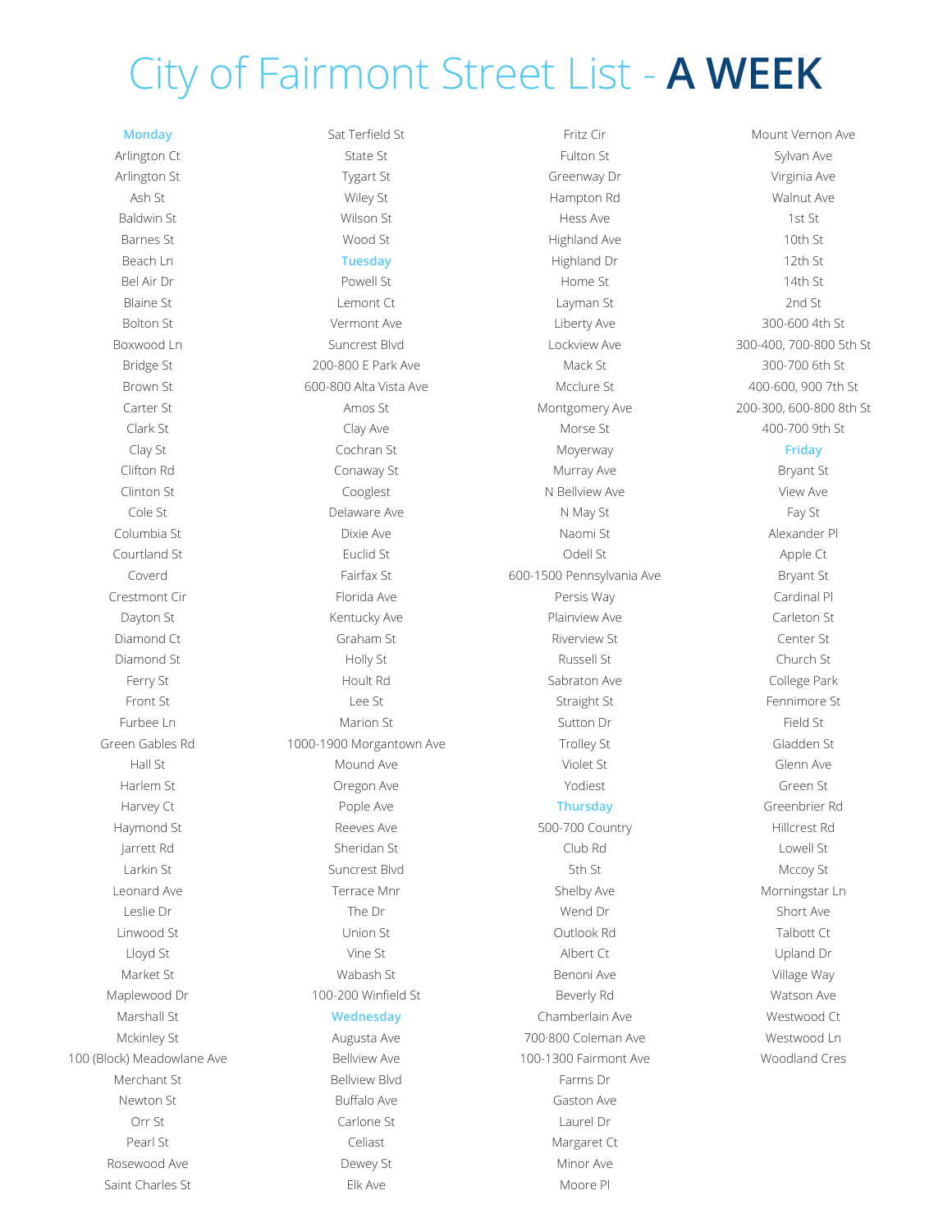# City of Fairmont Street List - **A WEEK**

## Monday

Arlington Ct
Arlington St
Ash St
Baldwin St
Barnes St
Beach Ln
Bel Air Dr
Blaine St
Bolton St
Boxwood Ln
Bridge St
Brown St
Carter St
Clark St
Clay St
Clifton Rd
Clinton St
Cole St
Columbia St
Courtland St
Coverd
Crestmont Cir
Dayton St
Diamond Ct
Diamond St
Ferry St
Front St
Furbee Ln
Green Gables Rd
Hall St
Harlem St
Harvey Ct
Haymond St
Jarrett Rd
Larkin St
Leonard Ave
Leslie Dr
Linwood St
Lloyd St
Market St
Maplewood Dr
Marshall St
Mckinley St
100 (Block) Meadowlane Ave
Merchant St
Newton St
Orr St
Pearl St
Rosewood Ave
Saint Charles St
Sat Terfield St
State St
Tygart St
Wiley St
Wilson St
Wood St

## Tuesday

Powell St
Lemont Ct
Vermont Ave
Suncrest Blvd
200-800 E Park Ave
600-800 Alta Vista Ave
Amos St
Clay Ave
Cochran St
Conaway St
Cooglest
Delaware Ave
Dixie Ave
Euclid St
Fairfax St
Florida Ave
Kentucky Ave
Graham St
Holly St
Hoult Rd
Lee St
Marion St
1000-1900 Morgantown Ave
Mound Ave
Oregon Ave
Pople Ave
Reeves Ave
Sheridan St
Suncrest Blvd
Terrace Mnr
The Dr
Union St
Vine St
Wabash St
100-200 Winfield St

## Wednesday

Augusta Ave
Bellview Ave
Bellview Blvd
Buffalo Ave
Carlone St
Celiast
Dewey St
Elk Ave
Fritz Cir
Fulton St
Greenway Dr
Hampton Rd
Hess Ave
Highland Ave
Highland Dr
Home St
Layman St
Liberty Ave
Lockview Ave
Mack St
Mcclure St
Montgomery Ave
Morse St
Moyerway
Murray Ave
N Bellview Ave
N May St
Naomi St
Odell St
600-1500 Pennsylvania Ave
Persis Way
Plainview Ave
Riverview St
Russell St
Sabraton Ave
Straight St
Sutton Dr
Trolley St
Violet St
Yodiest

## Thursday

500-700 Country
Club Rd
5th St
Shelby Ave
Wend Dr
Outlook Rd
Albert Ct
Benoni Ave
Beverly Rd
Chamberlain Ave
700·800 Coleman Ave
100-1300 Fairmont Ave
Farms Dr
Gaston Ave
Laurel Dr
Margaret Ct
Minor Ave
Moore Pl
Mount Vernon Ave
Sylvan Ave
Virginia Ave
Walnut Ave
1st St
10th St
12th St
14th St
2nd St
300-600 4th St
300-400, 700-800 5th St
300-700 6th St
400-600, 900 7th St
200-300, 600-800 8th St
400-700 9th St

## Friday

Bryant St
View Ave
Fay St
Alexander Pl
Apple Ct
Bryant St
Cardinal Pl
Carleton St
Center St
Church St
College Park
Fennimore St
Field St
Gladden St
Glenn Ave
Green St
Greenbrier Rd
Hillcrest Rd
Lowell St
Mccoy St
Morningstar Ln
Short Ave
Talbott Ct
Upland Dr
Village Way
Watson Ave
Westwood Ct
Westwood Ln
Woodland Cres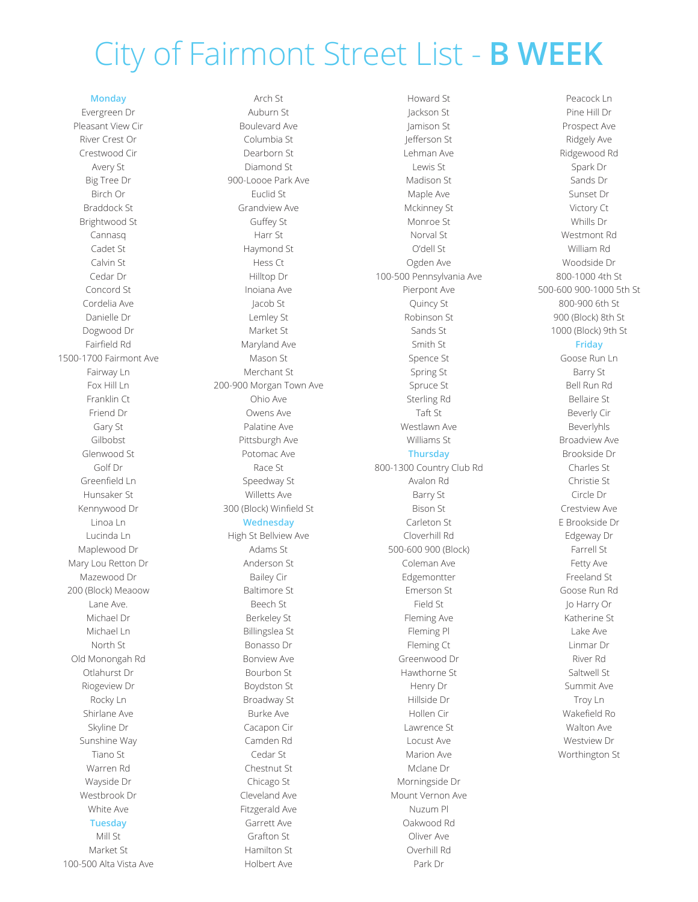# City of Fairmont Street List - **B WEEK**

## Monday

Evergreen Dr
Pleasant View Cir
River Crest Or
Crestwood Cir
Avery St
Big Tree Dr
Birch Or
Braddock St
Brightwood St
Cannasq
Cadet St
Calvin St
Cedar Dr
Concord St
Cordelia Ave
Danielle Dr
Dogwood Dr
Fairfield Rd
1500-1700 Fairmont Ave
Fairway Ln
Fox Hill Ln
Franklin Ct
Friend Dr
Gary St
Gilbobst
Glenwood St
Golf Dr
Greenfield Ln
Hunsaker St
Kennywood Dr
Linoa Ln
Lucinda Ln
Maplewood Dr
Mary Lou Retton Dr
Mazewood Dr
200 (Block) Meaoow
Lane Ave.
Michael Dr
Michael Ln
North St
Old Monongah Rd
Otlahurst Dr
Riogeview Dr
Rocky Ln
Shirlane Ave
Skyline Dr
Sunshine Way
Tiano St
Warren Rd
Wayside Dr
Westbrook Dr
White Ave

## Tuesday

Mill St
Market St
100-500 Alta Vista Ave
Arch St
Auburn St
Boulevard Ave
Columbia St
Dearborn St
Diamond St
900-Loooe Park Ave
Euclid St
Grandview Ave
Guffey St
Harr St
Haymond St
Hess Ct
Hilltop Dr
Inoiana Ave
Jacob St
Lemley St
Market St
Maryland Ave
Mason St
Merchant St
200-900 Morgan Town Ave
Ohio Ave
Owens Ave
Palatine Ave
Pittsburgh Ave
Potomac Ave
Race St
Speedway St
Willetts Ave
300 (Block) Winfield St

## Wednesday

High St Bellview Ave
Adams St
Anderson St
Bailey Cir
Baltimore St
Beech St
Berkeley St
Billingslea St
Bonasso Dr
Bonview Ave
Bourbon St
Boydston St
Broadway St
Burke Ave
Cacapon Cir
Camden Rd
Cedar St
Chestnut St
Chicago St
Cleveland Ave
Fitzgerald Ave
Garrett Ave
Grafton St
Hamilton St
Holbert Ave
Howard St
Jackson St
Jamison St
Jefferson St
Lehman Ave
Lewis St
Madison St
Maple Ave
Mckinney St
Monroe St
Norval St
O'dell St
Ogden Ave
100-500 Pennsylvania Ave
Pierpont Ave
Quincy St
Robinson St
Sands St
Smith St
Spence St
Spring St
Spruce St
Sterling Rd
Taft St
Westlawn Ave
Williams St

## Thursday

800-1300 Country Club Rd
Avalon Rd
Barry St
Bison St
Carleton St
Cloverhill Rd
500-600 900 (Block)
Coleman Ave
Edgemontter
Emerson St
Field St
Fleming Ave
Fleming Pl
Fleming Ct
Greenwood Dr
Hawthorne St
Henry Dr
Hillside Dr
Hollen Cir
Lawrence St
Locust Ave
Marion Ave
Mclane Dr
Morningside Dr
Mount Vernon Ave
Nuzum Pl
Oakwood Rd
Oliver Ave
Overhill Rd
Park Dr
Peacock Ln
Pine Hill Dr
Prospect Ave
Ridgely Ave
Ridgewood Rd
Spark Dr
Sands Dr
Sunset Dr
Victory Ct
Whills Dr
Westmont Rd
William Rd
Woodside Dr
800-1000 4th St
500-600 900-1000 5th St
800-900 6th St
900 (Block) 8th St
1000 (Block) 9th St

## Friday

Goose Run Ln
Barry St
Bell Run Rd
Bellaire St
Beverly Cir
Beverlyhls
Broadview Ave
Brookside Dr
Charles St
Christie St
Circle Dr
Crestview Ave
E Brookside Dr
Edgeway Dr
Farrell St
Fetty Ave
Freeland St
Goose Run Rd
Jo Harry Or
Katherine St
Lake Ave
Linmar Dr
River Rd
Saltwell St
Summit Ave
Troy Ln
Wakefield Ro
Walton Ave
Westview Dr
Worthington St